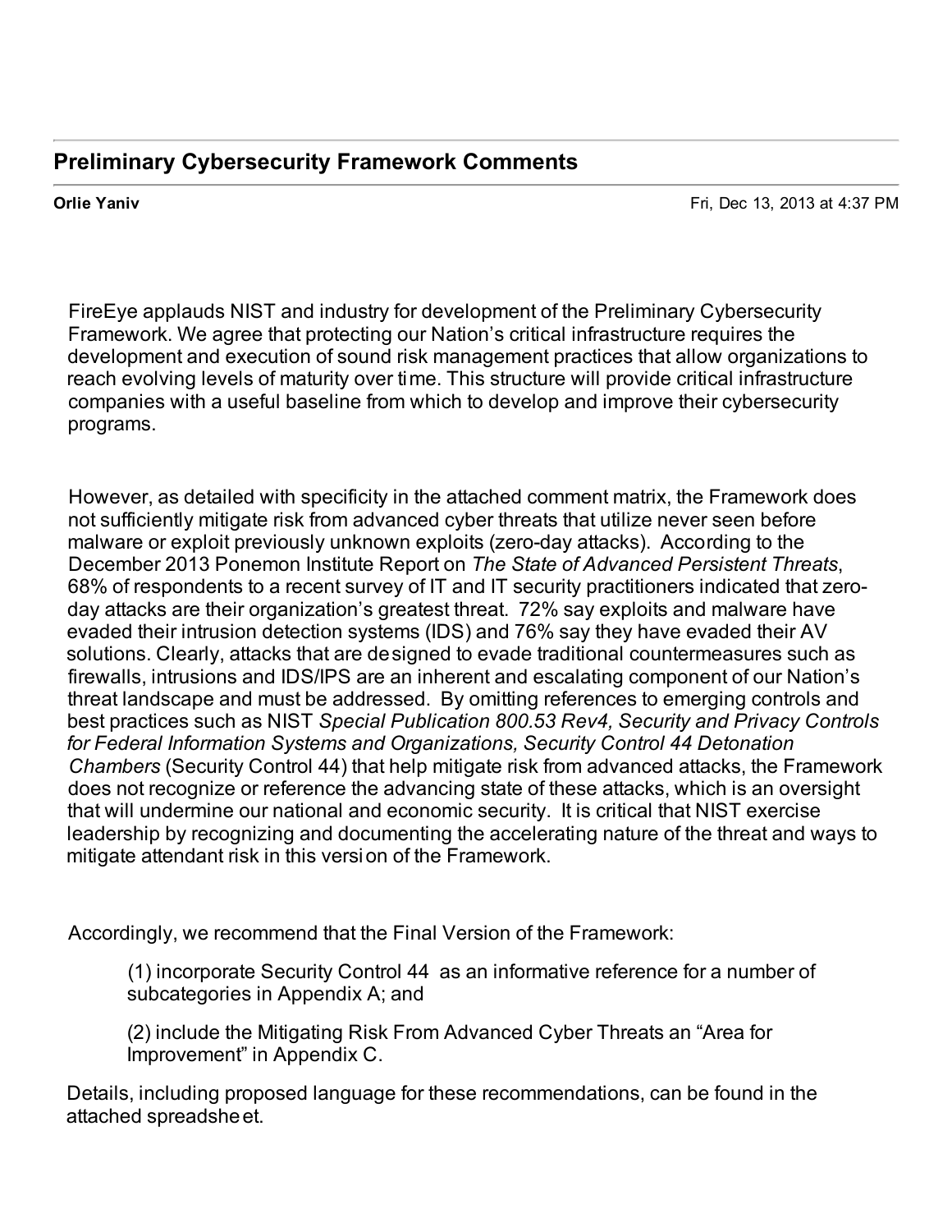## Preliminary Cybersecurity Framework Comments

**Orlie Yaniv** Fri, Dec 13, 2013 at 4:37 PM

FireEye applauds NIST and industry for development of the Preliminary Cybersecurity Framework. We agree that protecting our Nation's critical infrastructure requires the development and execution of sound risk management practices that allow organizations to reach evolving levels of maturity over time. This structure will provide critical infrastructure companies with a useful baseline from which to develop and improve their cybersecurity programs.

However, as detailed with specificity in the attached comment matrix, the Framework does not sufficiently mitigate risk from advanced cyber threats that utilize never seen before malware or exploit previously unknown exploits (zero-day attacks). According to the December 2013 Ponemon Institute Report on *The State of Advanced Persistent Threats*, 68% of respondents to a recent survey of IT and IT security practitioners indicated that zero-day attacks are their organization's greatest threat. 72% say exploits and malware have evaded their intrusion detection systems (IDS) and 76% say they have evaded their AV solutions. Clearly, attacks that are designed to evade traditional countermeasures such as firewalls, intrusions and IDS/IPS are an inherent and escalating component of our Nation's threat landscape and must be addressed. By omitting references to emerging controls and best practices such as NIST *Special Publication 800.53 Rev4, Security and Privacy Controls for Federal Information Systems and Organizations, Security Control 44 Detonation Chambers* (Security Control 44) that help mitigate risk from advanced attacks, the Framework does not recognize or reference the advancing state of these attacks, which is an oversight that will undermine our national and economic security. It is critical that NIST exercise leadership by recognizing and documenting the accelerating nature of the threat and ways to mitigate attendant risk in this version of the Framework.

Accordingly, we recommend that the Final Version of the Framework:

(1) incorporate Security Control 44 as an informative reference for a number of subcategories in Appendix A; and

(2) include the Mitigating Risk From Advanced Cyber Threats an "Area for Improvement" in Appendix C.

Details, including proposed language for these recommendations, can be found in the attached spreadsheet.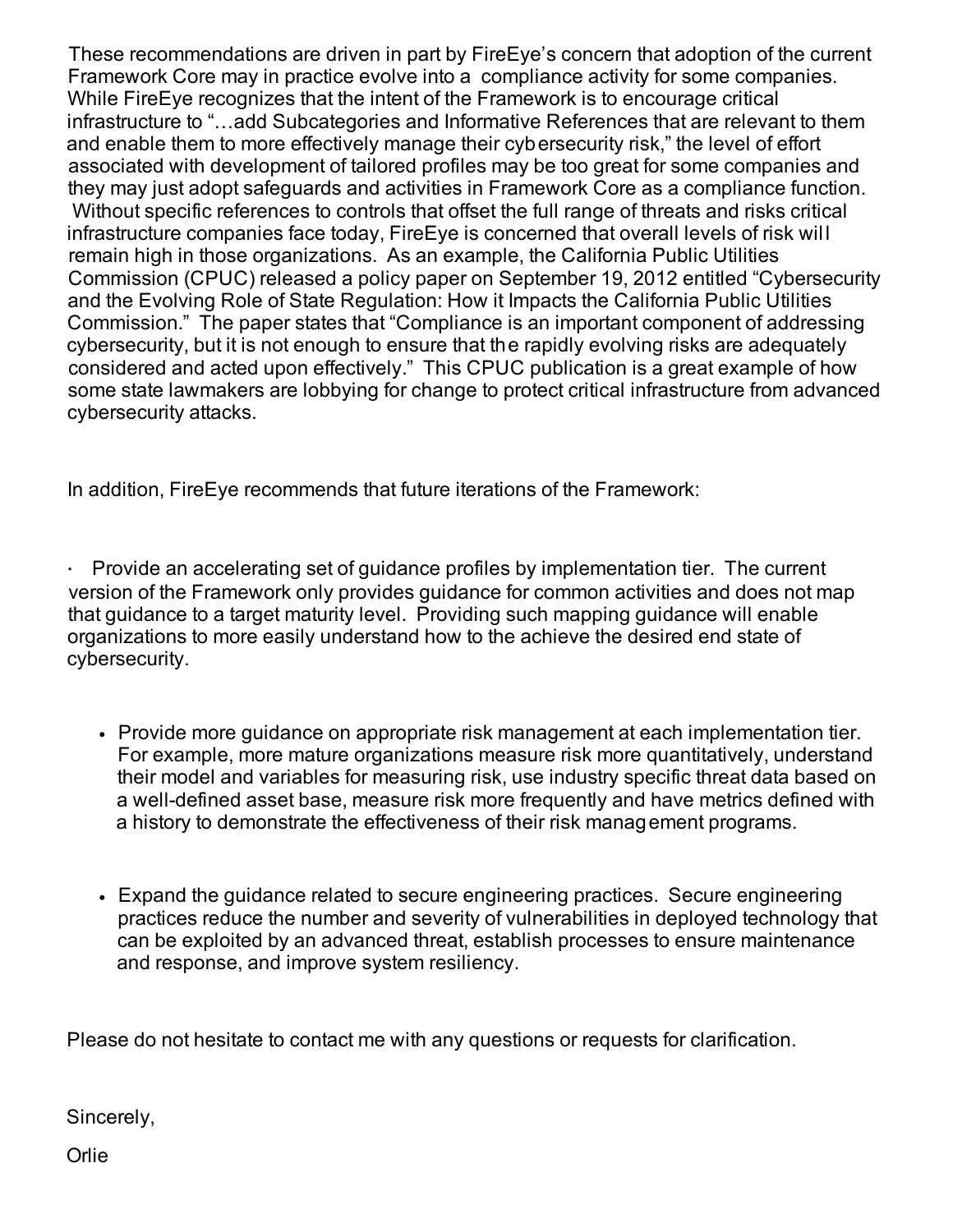These recommendations are driven in part by FireEye's concern that adoption of the current Framework Core may in practice evolve into a compliance activity for some companies. While FireEye recognizes that the intent of the Framework is to encourage critical infrastructure to "…add Subcategories and Informative References that are relevant to them and enable them to more effectively manage their cybersecurity risk," the level of effort associated with development of tailored profiles may be too great for some companies and they may just adopt safeguards and activities in Framework Core as a compliance function. Without specific references to controls that offset the full range of threats and risks critical infrastructure companies face today, FireEye is concerned that overall levels of risk will remain high in those organizations. As an example, the California Public Utilities Commission (CPUC) released a policy paper on September 19, 2012 entitled "Cybersecurity and the Evolving Role of State Regulation: How it Impacts the California Public Utilities Commission." The paper states that "Compliance is an important component of addressing cybersecurity, but it is not enough to ensure that the rapidly evolving risks are adequately considered and acted upon effectively." This CPUC publication is a great example of how some state lawmakers are lobbying for change to protect critical infrastructure from advanced cybersecurity attacks.

In addition, FireEye recommends that future iterations of the Framework:

- Provide an accelerating set of guidance profiles by implementation tier. The current version of the Framework only provides guidance for common activities and does not map that guidance to a target maturity level. Providing such mapping guidance will enable organizations to more easily understand how to the achieve the desired end state of cybersecurity.

- Provide more guidance on appropriate risk management at each implementation tier. For example, more mature organizations measure risk more quantitatively, understand their model and variables for measuring risk, use industry specific threat data based on a well-defined asset base, measure risk more frequently and have metrics defined with a history to demonstrate the effectiveness of their risk management programs.

- Expand the guidance related to secure engineering practices. Secure engineering practices reduce the number and severity of vulnerabilities in deployed technology that can be exploited by an advanced threat, establish processes to ensure maintenance and response, and improve system resiliency.

Please do not hesitate to contact me with any questions or requests for clarification.

Sincerely,

Orlie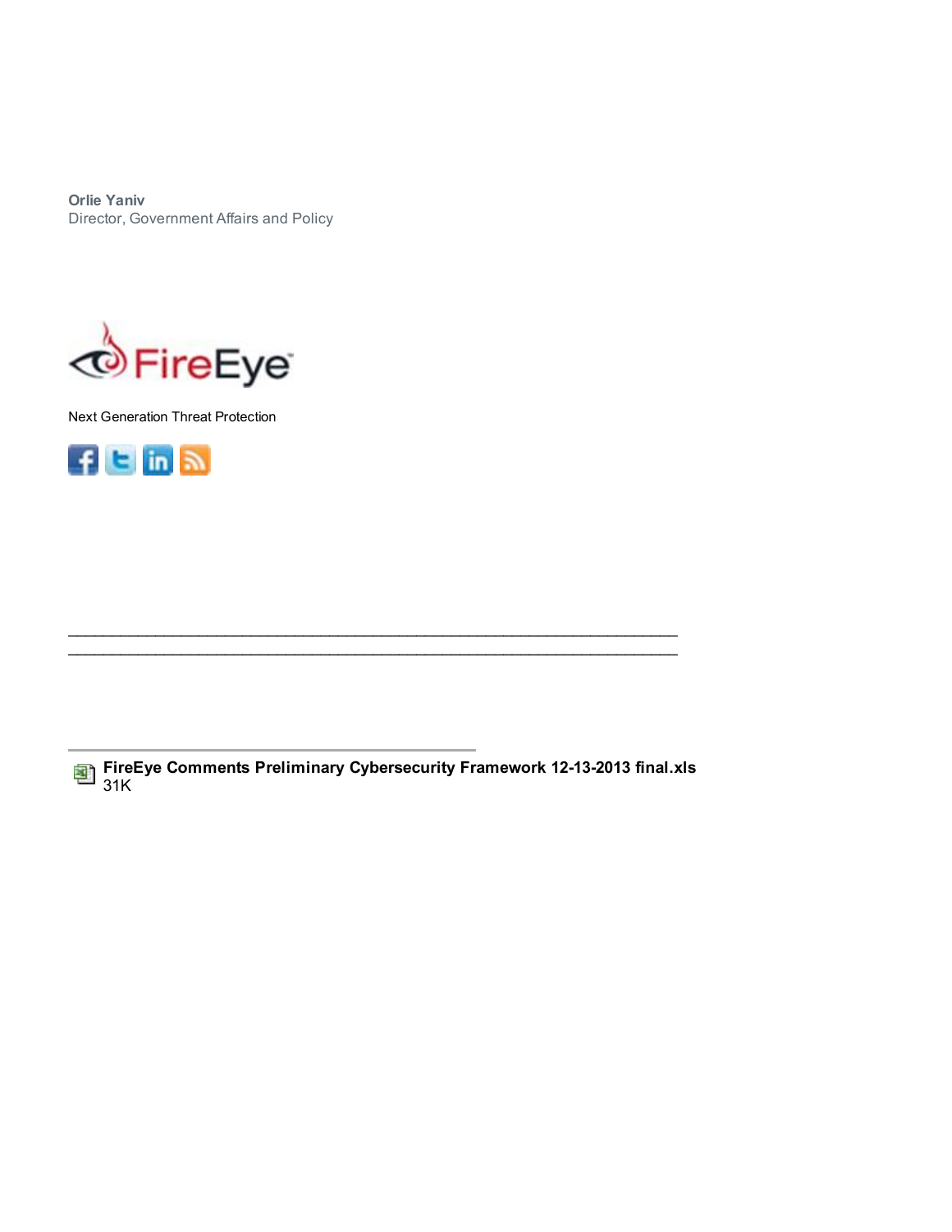**Orlie Yaniv**
Director, Government Affairs and Policy

FireEye

Next Generation Threat Protection

________________________________________________________________________
________________________________________________________________________

**FireEye Comments Preliminary Cybersecurity Framework 12-13-2013 final.xls**
31K